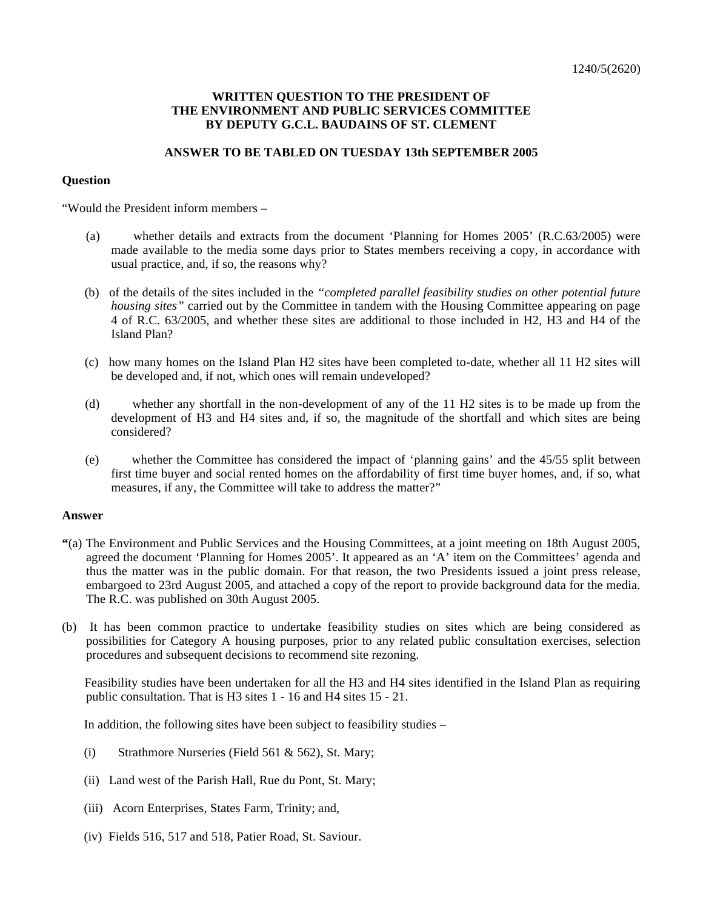1240/5(2620)

**WRITTEN QUESTION TO THE PRESIDENT OF THE ENVIRONMENT AND PUBLIC SERVICES COMMITTEE BY DEPUTY G.C.L. BAUDAINS OF ST. CLEMENT**

**ANSWER TO BE TABLED ON TUESDAY 13th SEPTEMBER 2005**

**Question**

"Would the President inform members –

(a) whether details and extracts from the document 'Planning for Homes 2005' (R.C.63/2005) were made available to the media some days prior to States members receiving a copy, in accordance with usual practice, and, if so, the reasons why?

(b) of the details of the sites included in the *"completed parallel feasibility studies on other potential future housing sites"* carried out by the Committee in tandem with the Housing Committee appearing on page 4 of R.C. 63/2005, and whether these sites are additional to those included in H2, H3 and H4 of the Island Plan?

(c) how many homes on the Island Plan H2 sites have been completed to-date, whether all 11 H2 sites will be developed and, if not, which ones will remain undeveloped?

(d) whether any shortfall in the non-development of any of the 11 H2 sites is to be made up from the development of H3 and H4 sites and, if so, the magnitude of the shortfall and which sites are being considered?

(e) whether the Committee has considered the impact of 'planning gains' and the 45/55 split between first time buyer and social rented homes on the affordability of first time buyer homes, and, if so, what measures, if any, the Committee will take to address the matter?"

**Answer**

**"**(a) The Environment and Public Services and the Housing Committees, at a joint meeting on 18th August 2005, agreed the document 'Planning for Homes 2005'. It appeared as an 'A' item on the Committees' agenda and thus the matter was in the public domain. For that reason, the two Presidents issued a joint press release, embargoed to 23rd August 2005, and attached a copy of the report to provide background data for the media. The R.C. was published on 30th August 2005.

(b) It has been common practice to undertake feasibility studies on sites which are being considered as possibilities for Category A housing purposes, prior to any related public consultation exercises, selection procedures and subsequent decisions to recommend site rezoning.

Feasibility studies have been undertaken for all the H3 and H4 sites identified in the Island Plan as requiring public consultation. That is H3 sites 1 - 16 and H4 sites 15 - 21.

In addition, the following sites have been subject to feasibility studies –

(i) Strathmore Nurseries (Field 561 & 562), St. Mary;

(ii) Land west of the Parish Hall, Rue du Pont, St. Mary;

(iii) Acorn Enterprises, States Farm, Trinity; and,

(iv) Fields 516, 517 and 518, Patier Road, St. Saviour.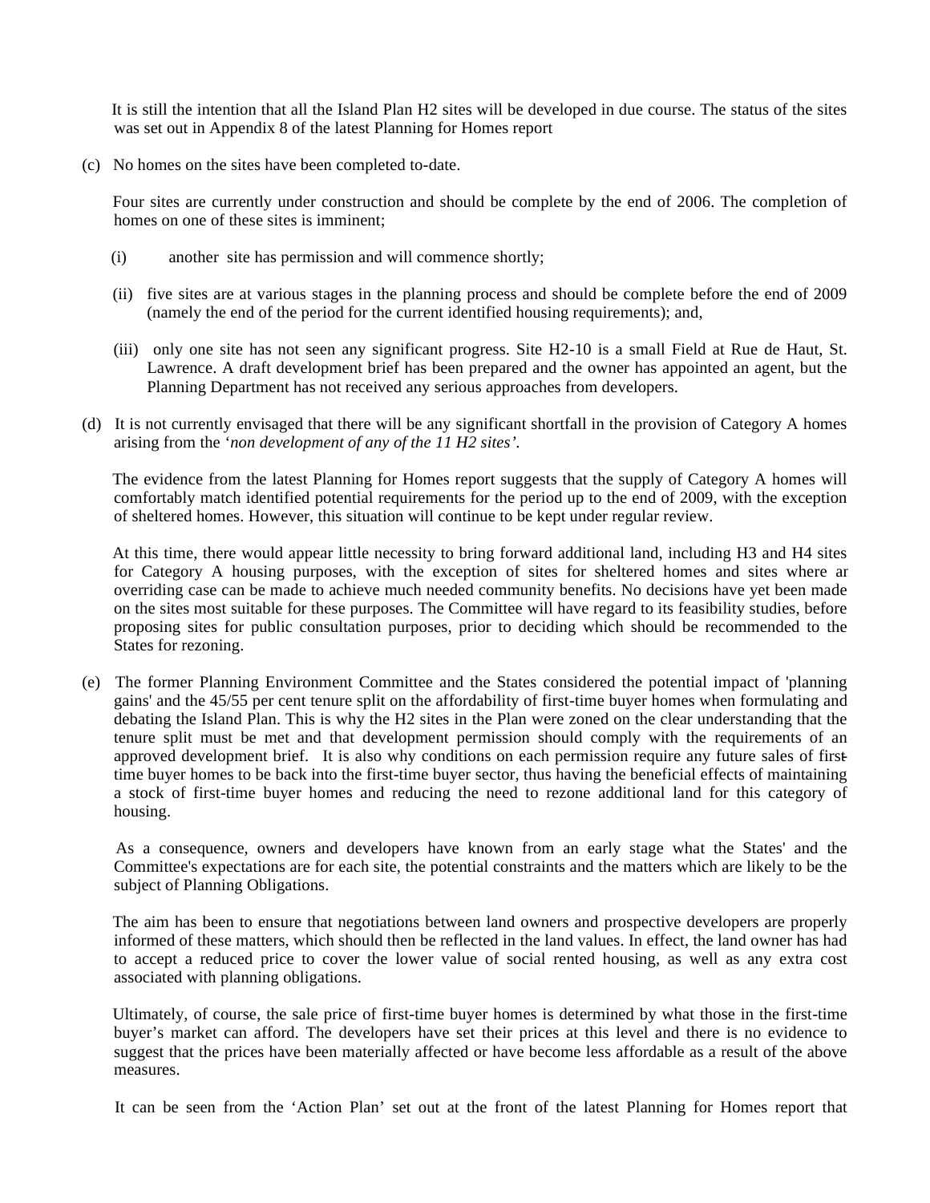It is still the intention that all the Island Plan H2 sites will be developed in due course. The status of the sites was set out in Appendix 8 of the latest Planning for Homes report

(c) No homes on the sites have been completed to-date.

Four sites are currently under construction and should be complete by the end of 2006. The completion of homes on one of these sites is imminent;

(i) another site has permission and will commence shortly;

(ii) five sites are at various stages in the planning process and should be complete before the end of 2009 (namely the end of the period for the current identified housing requirements); and,

(iii) only one site has not seen any significant progress. Site H2-10 is a small Field at Rue de Haut, St. Lawrence. A draft development brief has been prepared and the owner has appointed an agent, but the Planning Department has not received any serious approaches from developers.

(d) It is not currently envisaged that there will be any significant shortfall in the provision of Category A homes arising from the *'non development of any of the 11 H2 sites'.*

The evidence from the latest Planning for Homes report suggests that the supply of Category A homes will comfortably match identified potential requirements for the period up to the end of 2009, with the exception of sheltered homes. However, this situation will continue to be kept under regular review.

At this time, there would appear little necessity to bring forward additional land, including H3 and H4 sites for Category A housing purposes, with the exception of sites for sheltered homes and sites where an overriding case can be made to achieve much needed community benefits. No decisions have yet been made on the sites most suitable for these purposes. The Committee will have regard to its feasibility studies, before proposing sites for public consultation purposes, prior to deciding which should be recommended to the States for rezoning.

(e) The former Planning Environment Committee and the States considered the potential impact of 'planning gains' and the 45/55 per cent tenure split on the affordability of first-time buyer homes when formulating and debating the Island Plan. This is why the H2 sites in the Plan were zoned on the clear understanding that the tenure split must be met and that development permission should comply with the requirements of an approved development brief. It is also why conditions on each permission require any future sales of first-time buyer homes to be back into the first-time buyer sector, thus having the beneficial effects of maintaining a stock of first-time buyer homes and reducing the need to rezone additional land for this category of housing.

As a consequence, owners and developers have known from an early stage what the States' and the Committee's expectations are for each site, the potential constraints and the matters which are likely to be the subject of Planning Obligations.

The aim has been to ensure that negotiations between land owners and prospective developers are properly informed of these matters, which should then be reflected in the land values. In effect, the land owner has had to accept a reduced price to cover the lower value of social rented housing, as well as any extra cost associated with planning obligations.

Ultimately, of course, the sale price of first-time buyer homes is determined by what those in the first-time buyer's market can afford. The developers have set their prices at this level and there is no evidence to suggest that the prices have been materially affected or have become less affordable as a result of the above measures.

It can be seen from the 'Action Plan' set out at the front of the latest Planning for Homes report that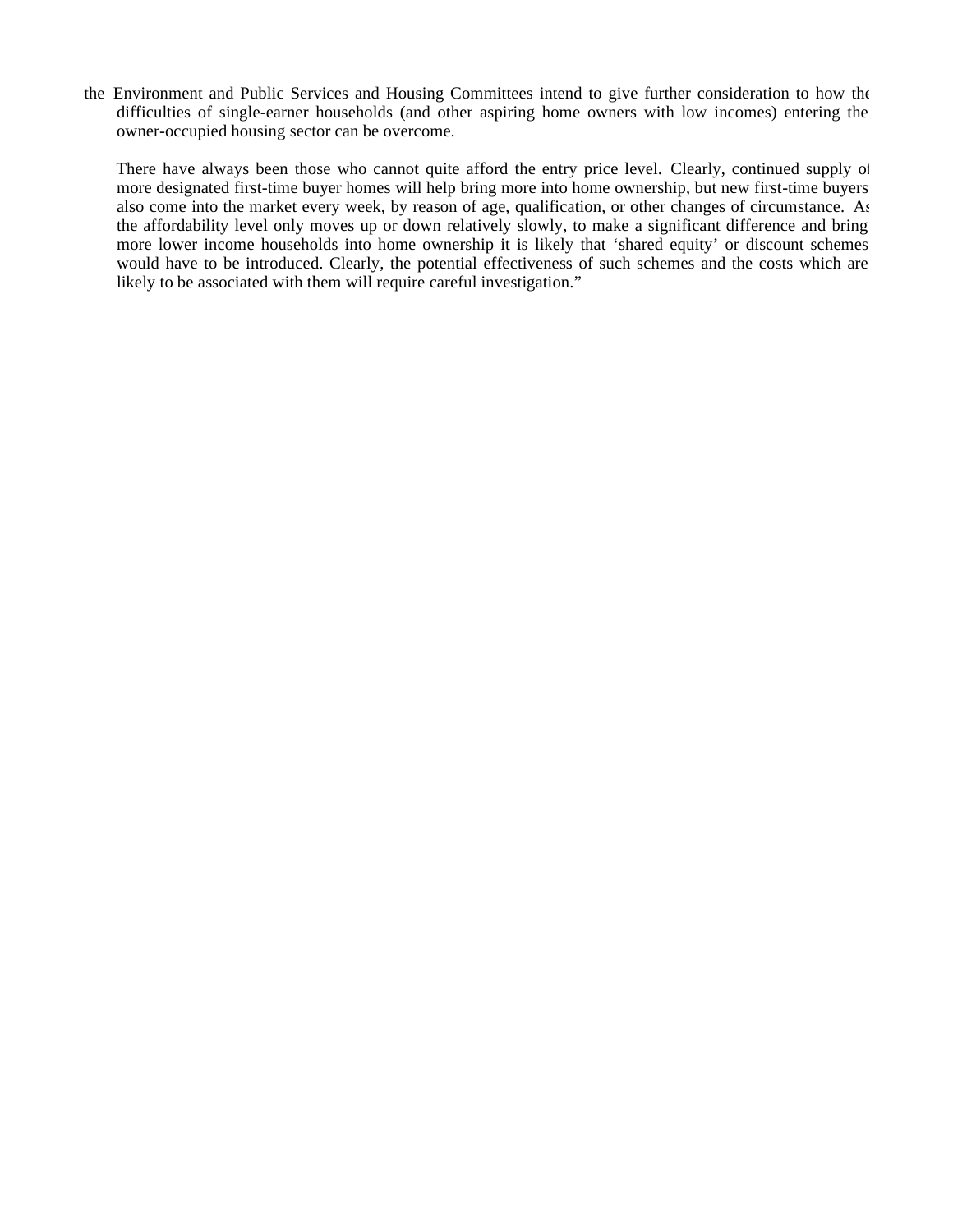the Environment and Public Services and Housing Committees intend to give further consideration to how the difficulties of single-earner households (and other aspiring home owners with low incomes) entering the owner-occupied housing sector can be overcome.

There have always been those who cannot quite afford the entry price level. Clearly, continued supply of more designated first-time buyer homes will help bring more into home ownership, but new first-time buyers also come into the market every week, by reason of age, qualification, or other changes of circumstance. As the affordability level only moves up or down relatively slowly, to make a significant difference and bring more lower income households into home ownership it is likely that 'shared equity' or discount schemes would have to be introduced. Clearly, the potential effectiveness of such schemes and the costs which are likely to be associated with them will require careful investigation."